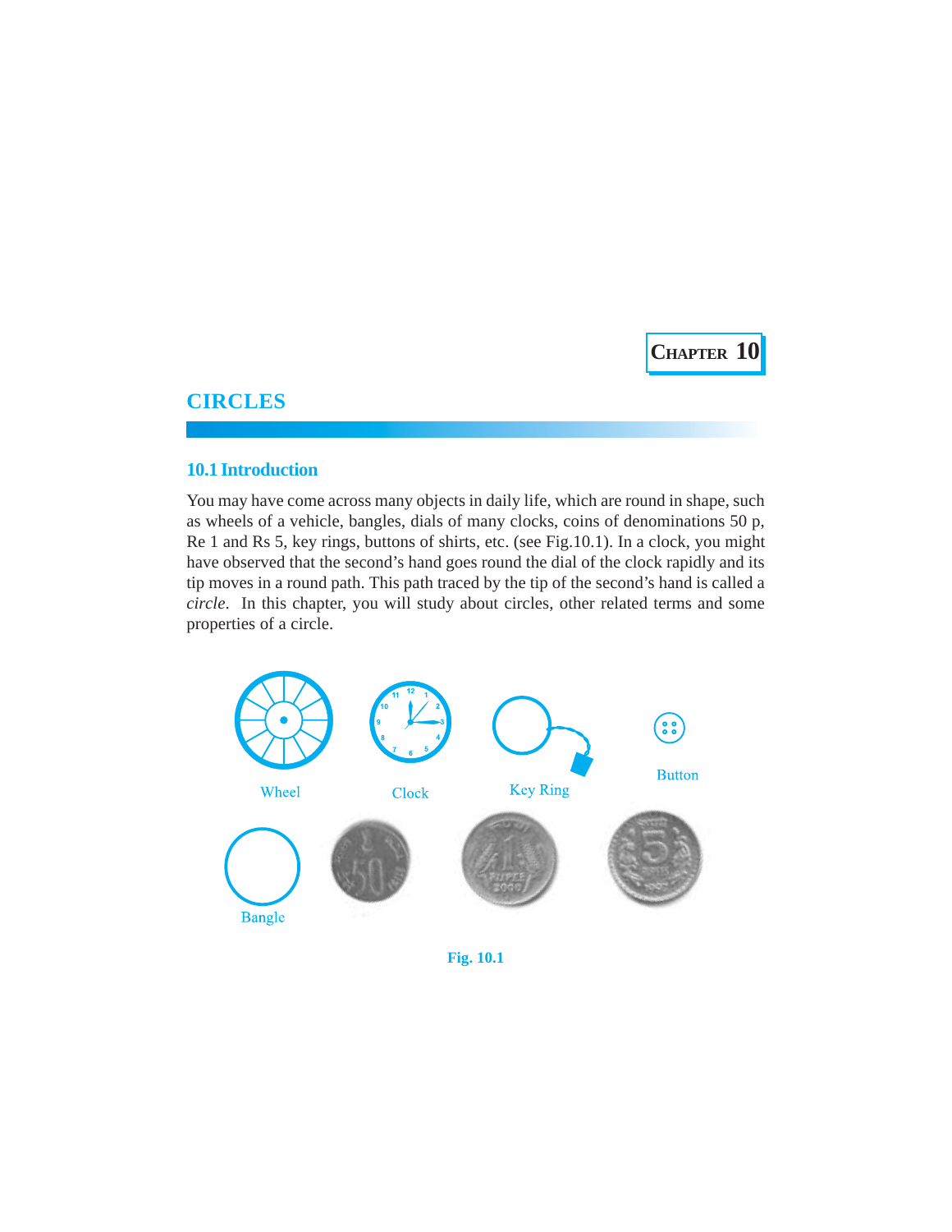CHAPTER 10

# CIRCLES

## 10.1 Introduction

You may have come across many objects in daily life, which are round in shape, such as wheels of a vehicle, bangles, dials of many clocks, coins of denominations 50 p, Re 1 and Rs 5, key rings, buttons of shirts, etc. (see Fig.10.1). In a clock, you might have observed that the second's hand goes round the dial of the clock rapidly and its tip moves in a round path. This path traced by the tip of the second's hand is called a *circle*. In this chapter, you will study about circles, other related terms and some properties of a circle.

Wheel Clock Key Ring Button

Bangle

Fig. 10.1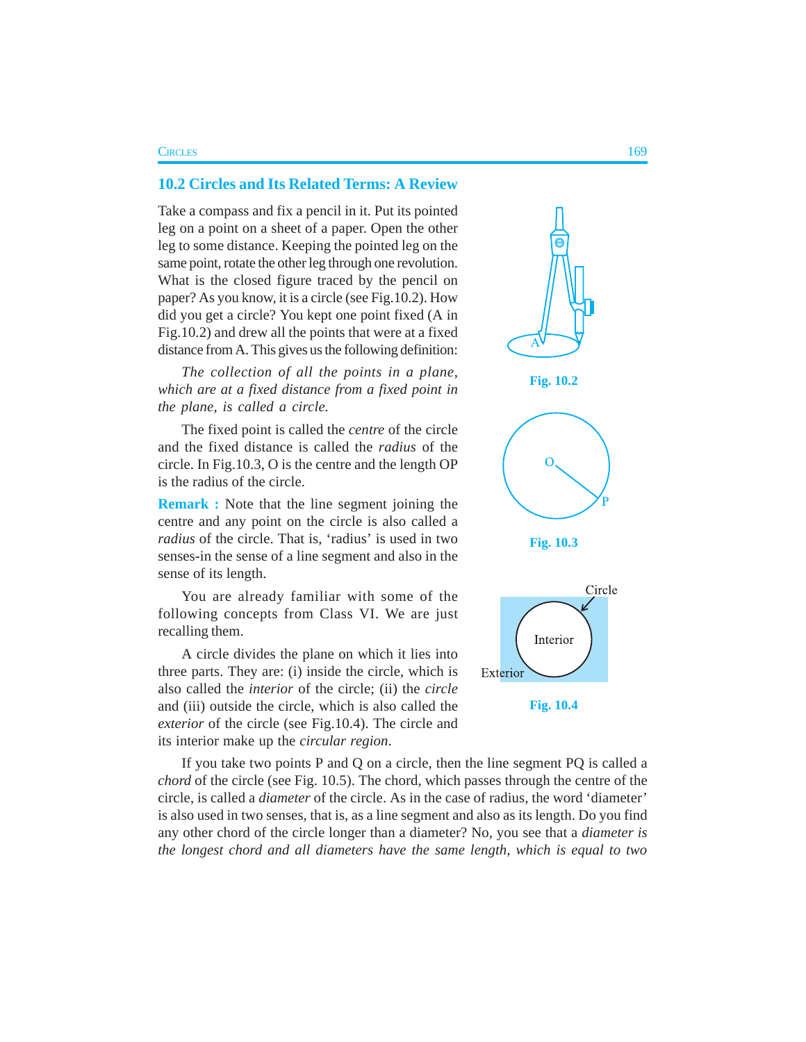## 10.2 Circles and Its Related Terms: A Review

Take a compass and fix a pencil in it. Put its pointed leg on a point on a sheet of a paper. Open the other leg to some distance. Keeping the pointed leg on the same point, rotate the other leg through one revolution. What is the closed figure traced by the pencil on paper? As you know, it is a circle (see Fig.10.2). How did you get a circle? You kept one point fixed (A in Fig.10.2) and drew all the points that were at a fixed distance from A. This gives us the following definition:

*The collection of all the points in a plane, which are at a fixed distance from a fixed point in the plane, is called a circle.*

**Fig. 10.2**

The fixed point is called the *centre* of the circle and the fixed distance is called the *radius* of the circle. In Fig.10.3, O is the centre and the length OP is the radius of the circle.

**Fig. 10.3**

**Remark :** Note that the line segment joining the centre and any point on the circle is also called a *radius* of the circle. That is, 'radius' is used in two senses-in the sense of a line segment and also in the sense of its length.

You are already familiar with some of the following concepts from Class VI. We are just recalling them.

A circle divides the plane on which it lies into three parts. They are: (i) inside the circle, which is also called the *interior* of the circle; (ii) the *circle* and (iii) outside the circle, which is also called the *exterior* of the circle (see Fig.10.4). The circle and its interior make up the *circular region*.

**Fig. 10.4**

If you take two points P and Q on a circle, then the line segment PQ is called a *chord* of the circle (see Fig. 10.5). The chord, which passes through the centre of the circle, is called a *diameter* of the circle. As in the case of radius, the word 'diameter' is also used in two senses, that is, as a line segment and also as its length. Do you find any other chord of the circle longer than a diameter? No, you see that a *diameter is the longest chord and all diameters have the same length, which is equal to two*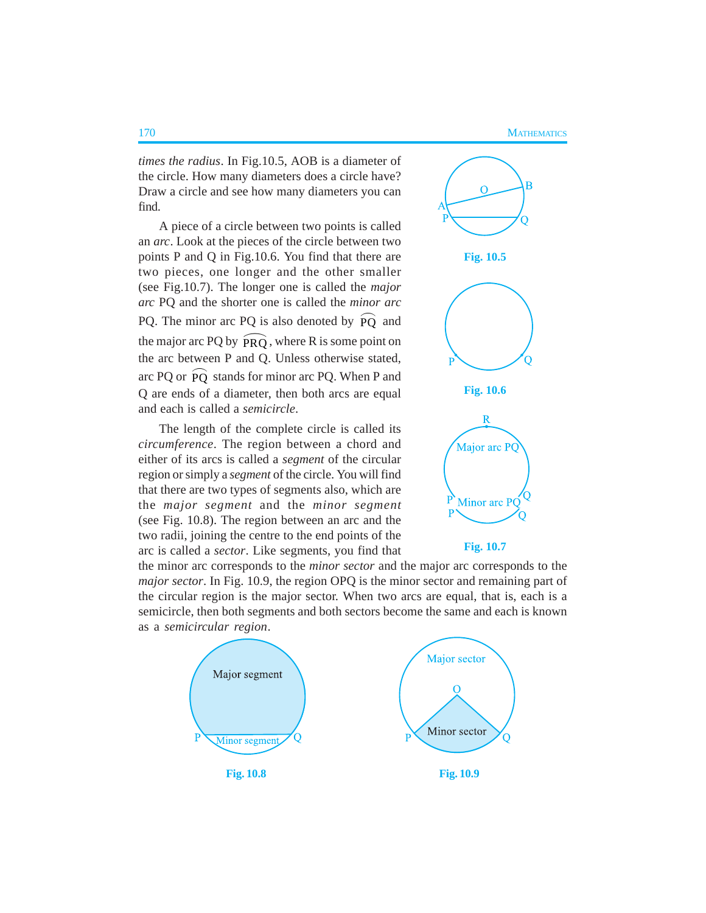*times the radius*. In Fig.10.5, AOB is a diameter of the circle. How many diameters does a circle have? Draw a circle and see how many diameters you can find.

A piece of a circle between two points is called an *arc*. Look at the pieces of the circle between two points P and Q in Fig.10.6. You find that there are two pieces, one longer and the other smaller (see Fig.10.7). The longer one is called the *major arc* PQ and the shorter one is called the *minor arc* PQ. The minor arc PQ is also denoted by $\overset{\frown}{PQ}$ and the major arc PQ by $\overset{\frown}{PRQ}$, where R is some point on the arc between P and Q. Unless otherwise stated, arc PQ or $\overset{\frown}{PQ}$ stands for minor arc PQ. When P and Q are ends of a diameter, then both arcs are equal and each is called a *semicircle*.

Fig. 10.5

Fig. 10.6

Fig. 10.7

The length of the complete circle is called its *circumference*. The region between a chord and either of its arcs is called a *segment* of the circular region or simply a *segment* of the circle. You will find that there are two types of segments also, which are the *major segment* and the *minor segment* (see Fig. 10.8). The region between an arc and the two radii, joining the centre to the end points of the arc is called a *sector*. Like segments, you find that the minor arc corresponds to the *minor sector* and the major arc corresponds to the *major sector*. In Fig. 10.9, the region OPQ is the minor sector and remaining part of the circular region is the major sector. When two arcs are equal, that is, each is a semicircle, then both segments and both sectors become the same and each is known as a *semicircular region*.

Fig. 10.8

Fig. 10.9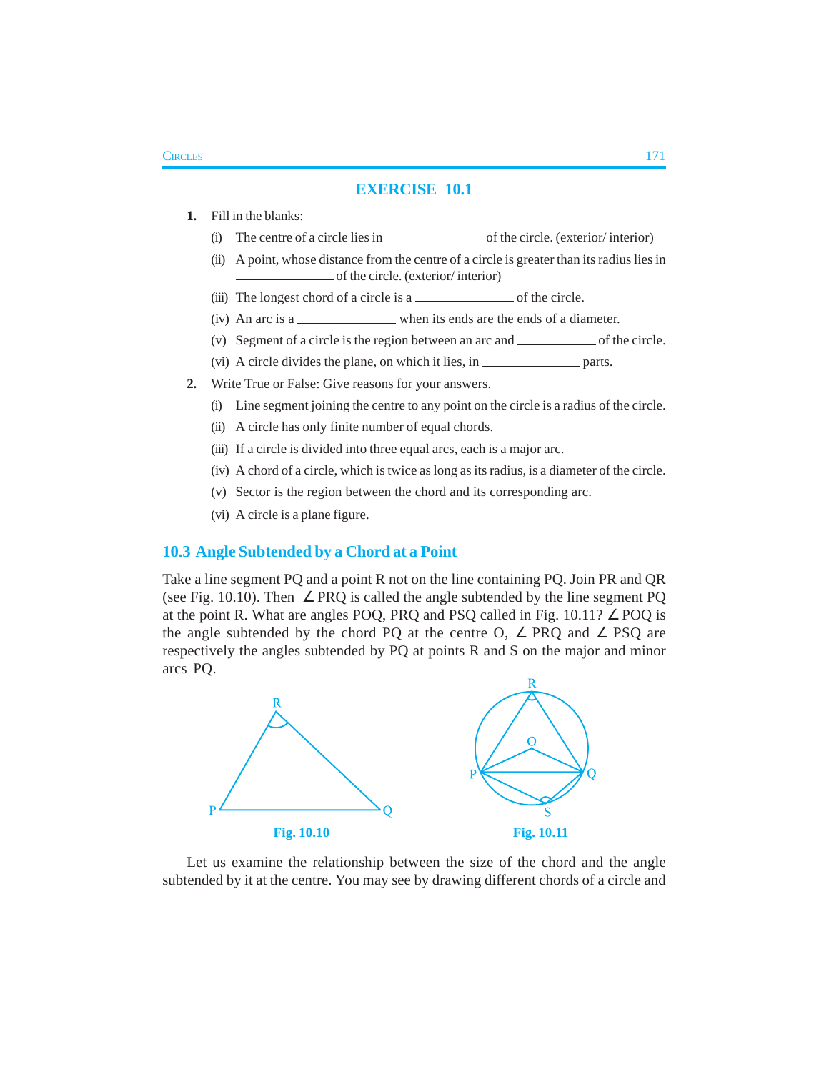## EXERCISE 10.1

**1.** Fill in the blanks:

(i) The centre of a circle lies in ____________ of the circle. (exterior/ interior)

(ii) A point, whose distance from the centre of a circle is greater than its radius lies in ____________ of the circle. (exterior/ interior)

(iii) The longest chord of a circle is a ____________ of the circle.

(iv) An arc is a ____________ when its ends are the ends of a diameter.

(v) Segment of a circle is the region between an arc and ____________ of the circle.

(vi) A circle divides the plane, on which it lies, in ____________ parts.

**2.** Write True or False: Give reasons for your answers.

(i) Line segment joining the centre to any point on the circle is a radius of the circle.

(ii) A circle has only finite number of equal chords.

(iii) If a circle is divided into three equal arcs, each is a major arc.

(iv) A chord of a circle, which is twice as long as its radius, is a diameter of the circle.

(v) Sector is the region between the chord and its corresponding arc.

(vi) A circle is a plane figure.

## 10.3 Angle Subtended by a Chord at a Point

Take a line segment PQ and a point R not on the line containing PQ. Join PR and QR (see Fig. 10.10). Then $\angle$ PRQ is called the angle subtended by the line segment PQ at the point R. What are angles POQ, PRQ and PSQ called in Fig. 10.11? $\angle$ POQ is the angle subtended by the chord PQ at the centre O, $\angle$ PRQ and $\angle$ PSQ are respectively the angles subtended by PQ at points R and S on the major and minor arcs PQ.

**Fig. 10.10**

**Fig. 10.11**

Let us examine the relationship between the size of the chord and the angle subtended by it at the centre. You may see by drawing different chords of a circle and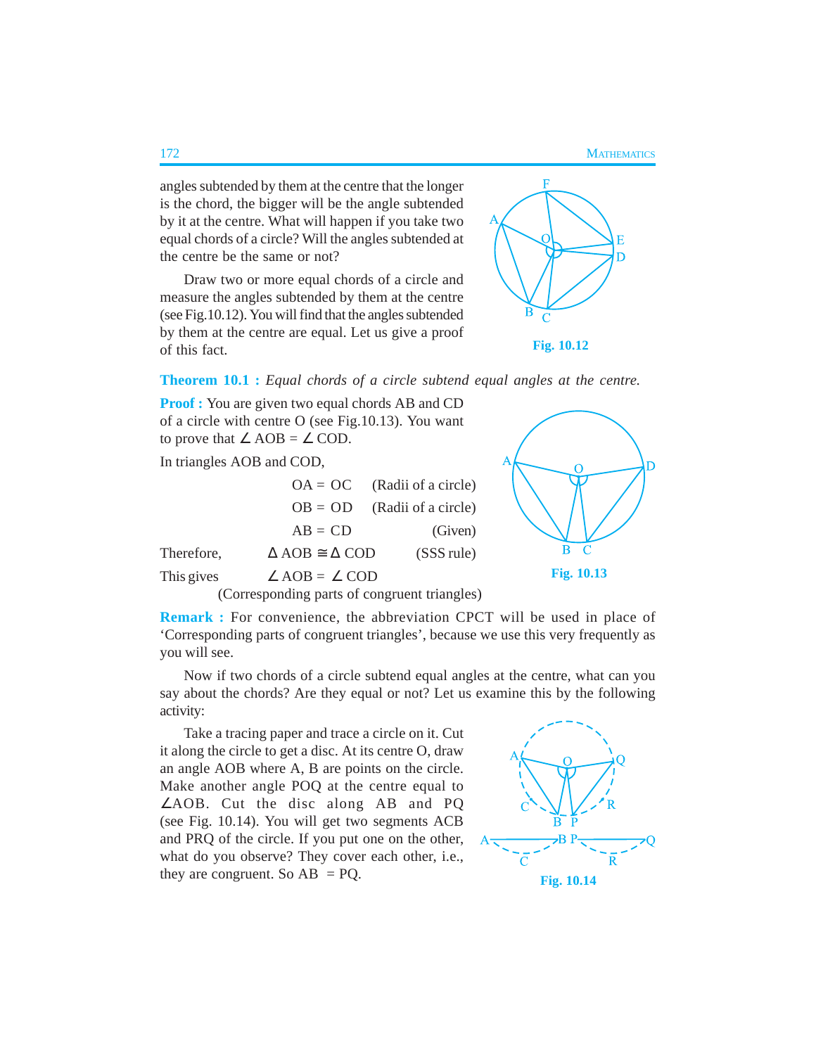angles subtended by them at the centre that the longer is the chord, the bigger will be the angle subtended by it at the centre. What will happen if you take two equal chords of a circle? Will the angles subtended at the centre be the same or not?

Draw two or more equal chords of a circle and measure the angles subtended by them at the centre (see Fig.10.12). You will find that the angles subtended by them at the centre are equal. Let us give a proof of this fact.

**Fig. 10.12**

**Theorem 10.1 :** *Equal chords of a circle subtend equal angles at the centre.*

**Proof :** You are given two equal chords AB and CD of a circle with centre O (see Fig.10.13). You want to prove that $\angle$ AOB = $\angle$ COD.

In triangles AOB and COD,

| | | |
|---|---|---|
| | OA = OC | (Radii of a circle) |
| | OB = OD | (Radii of a circle) |
| | AB = CD | (Given) |
| Therefore, | $\Delta$ AOB $\cong$ $\Delta$ COD | (SSS rule) |
| This gives | $\angle$ AOB = $\angle$ COD | |

(Corresponding parts of congruent triangles)

**Fig. 10.13**

**Remark :** For convenience, the abbreviation CPCT will be used in place of 'Corresponding parts of congruent triangles', because we use this very frequently as you will see.

Now if two chords of a circle subtend equal angles at the centre, what can you say about the chords? Are they equal or not? Let us examine this by the following activity:

Take a tracing paper and trace a circle on it. Cut it along the circle to get a disc. At its centre O, draw an angle AOB where A, B are points on the circle. Make another angle POQ at the centre equal to $\angle$AOB. Cut the disc along AB and PQ (see Fig. 10.14). You will get two segments ACB and PRQ of the circle. If you put one on the other, what do you observe? They cover each other, i.e., they are congruent. So AB = PQ.

**Fig. 10.14**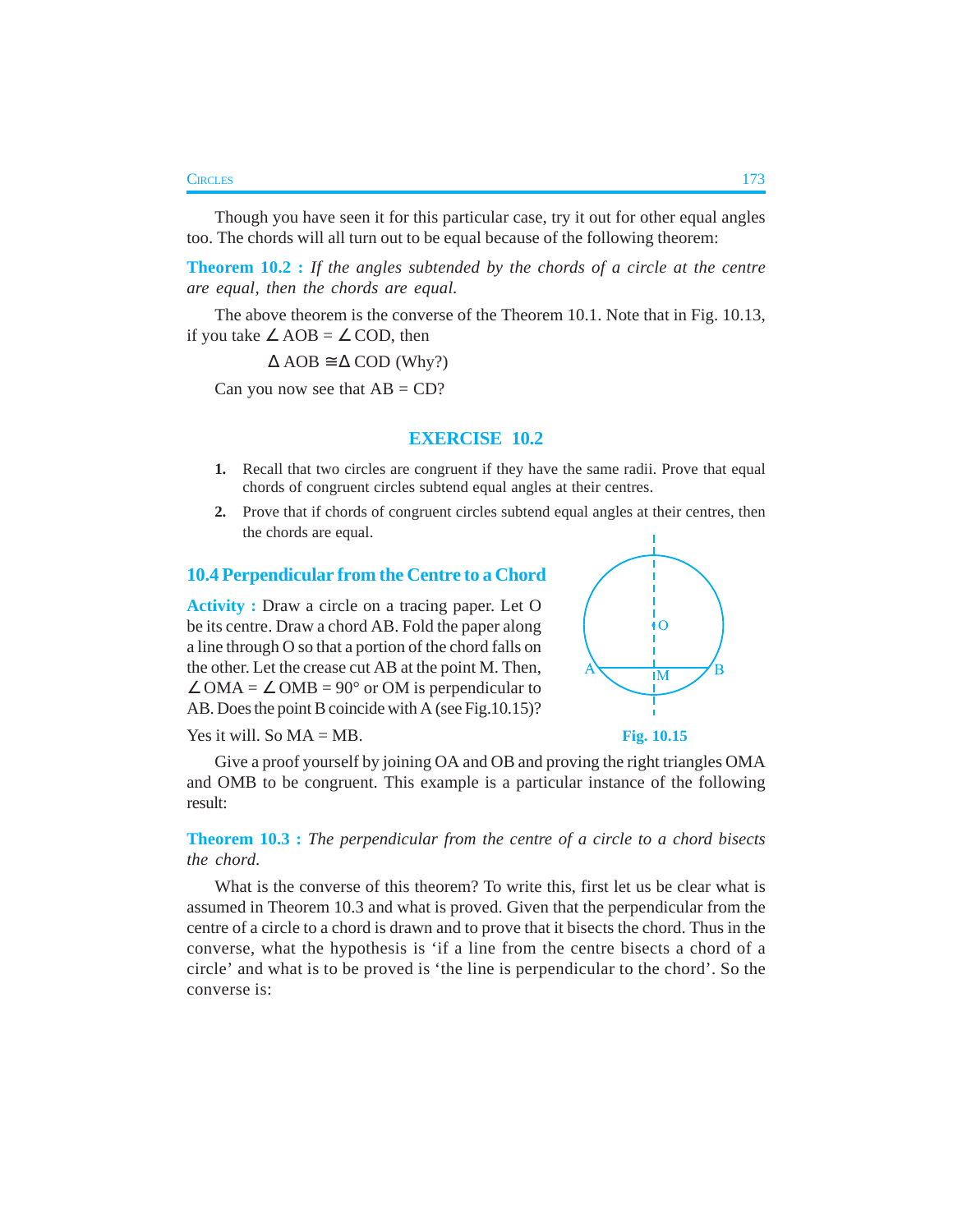Though you have seen it for this particular case, try it out for other equal angles too. The chords will all turn out to be equal because of the following theorem:

**Theorem 10.2 :** *If the angles subtended by the chords of a circle at the centre are equal, then the chords are equal.*

The above theorem is the converse of the Theorem 10.1. Note that in Fig. 10.13, if you take $\angle$ AOB = $\angle$ COD, then

$$\Delta \text{ AOB} \cong \Delta \text{ COD (Why?)}$$

Can you now see that AB = CD?

## EXERCISE 10.2

1. Recall that two circles are congruent if they have the same radii. Prove that equal chords of congruent circles subtend equal angles at their centres.
2. Prove that if chords of congruent circles subtend equal angles at their centres, then the chords are equal.

## 10.4 Perpendicular from the Centre to a Chord

**Activity :** Draw a circle on a tracing paper. Let O be its centre. Draw a chord AB. Fold the paper along a line through O so that a portion of the chord falls on the other. Let the crease cut AB at the point M. Then, $\angle$ OMA = $\angle$ OMB = 90° or OM is perpendicular to AB. Does the point B coincide with A (see Fig.10.15)?

Yes it will. So MA = MB.

Fig. 10.15

Give a proof yourself by joining OA and OB and proving the right triangles OMA and OMB to be congruent. This example is a particular instance of the following result:

**Theorem 10.3 :** *The perpendicular from the centre of a circle to a chord bisects the chord.*

What is the converse of this theorem? To write this, first let us be clear what is assumed in Theorem 10.3 and what is proved. Given that the perpendicular from the centre of a circle to a chord is drawn and to prove that it bisects the chord. Thus in the converse, what the hypothesis is 'if a line from the centre bisects a chord of a circle' and what is to be proved is 'the line is perpendicular to the chord'. So the converse is: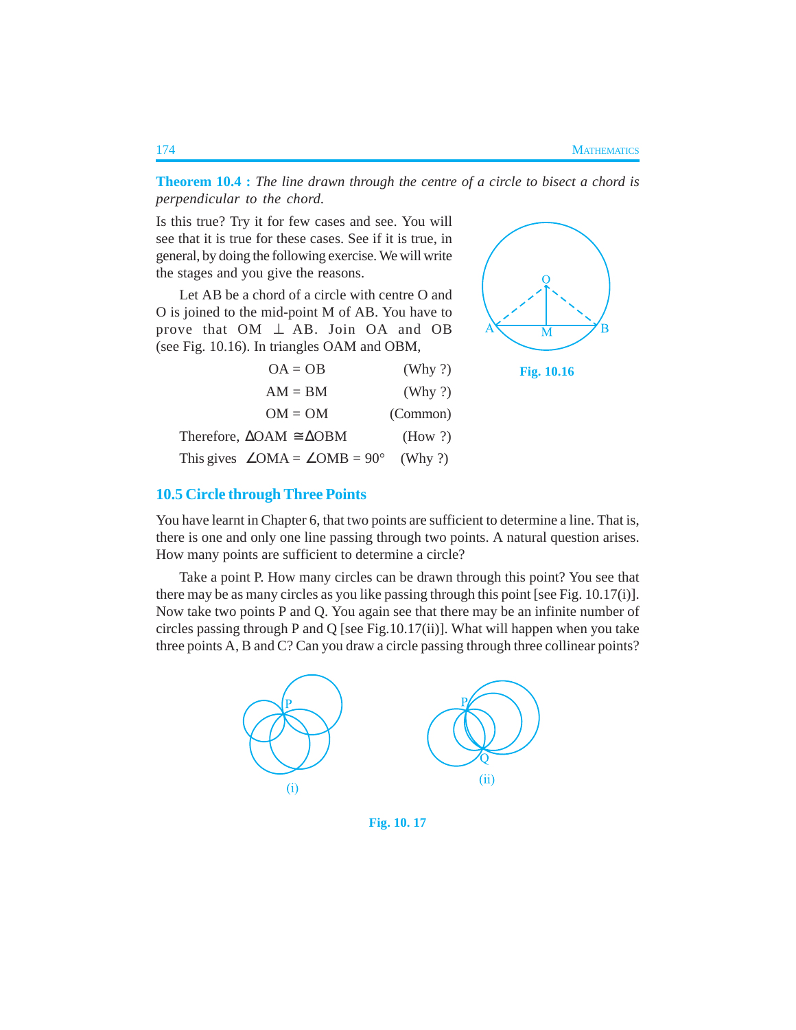**Theorem 10.4 :** *The line drawn through the centre of a circle to bisect a chord is perpendicular to the chord.*

Is this true? Try it for few cases and see. You will see that it is true for these cases. See if it is true, in general, by doing the following exercise. We will write the stages and you give the reasons.

Let AB be a chord of a circle with centre O and O is joined to the mid-point M of AB. You have to prove that $OM \perp AB$. Join OA and OB (see Fig. 10.16). In triangles OAM and OBM,

OA = OB (Why ?)

AM = BM (Why ?)

OM = OM (Common)

Therefore, $\Delta OAM \cong \Delta OBM$ (How ?)

This gives $\angle OMA = \angle OMB = 90°$ (Why ?)

Fig. 10.16

## 10.5 Circle through Three Points

You have learnt in Chapter 6, that two points are sufficient to determine a line. That is, there is one and only one line passing through two points. A natural question arises. How many points are sufficient to determine a circle?

Take a point P. How many circles can be drawn through this point? You see that there may be as many circles as you like passing through this point [see Fig. 10.17(i)]. Now take two points P and Q. You again see that there may be an infinite number of circles passing through P and Q [see Fig.10.17(ii)]. What will happen when you take three points A, B and C? Can you draw a circle passing through three collinear points?

(i) (ii)

Fig. 10. 17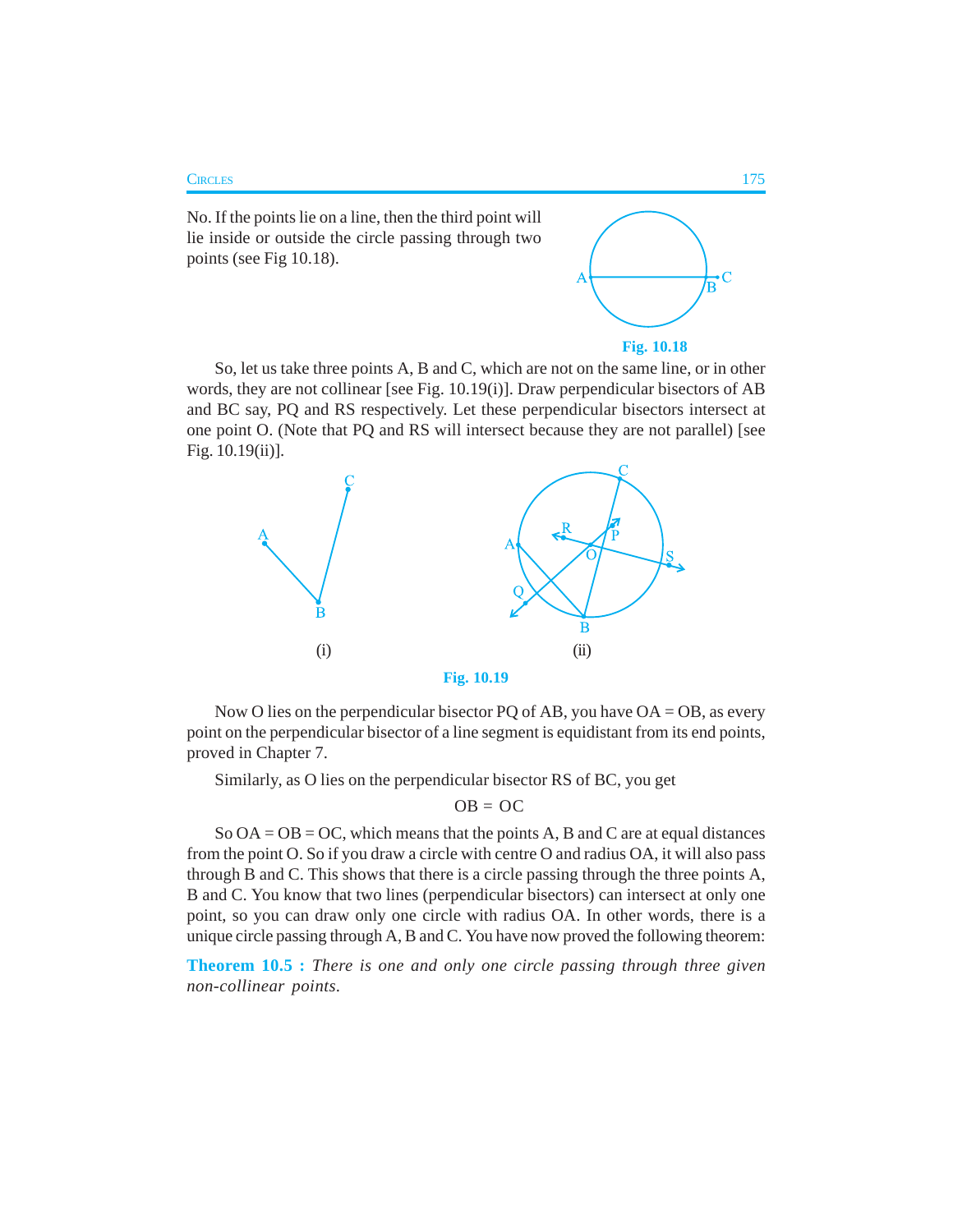No. If the points lie on a line, then the third point will lie inside or outside the circle passing through two points (see Fig 10.18).

Fig. 10.18

So, let us take three points A, B and C, which are not on the same line, or in other words, they are not collinear [see Fig. 10.19(i)]. Draw perpendicular bisectors of AB and BC say, PQ and RS respectively. Let these perpendicular bisectors intersect at one point O. (Note that PQ and RS will intersect because they are not parallel) [see Fig. 10.19(ii)].

(i) (ii)

Fig. 10.19

Now O lies on the perpendicular bisector PQ of AB, you have OA = OB, as every point on the perpendicular bisector of a line segment is equidistant from its end points, proved in Chapter 7.

Similarly, as O lies on the perpendicular bisector RS of BC, you get

$$OB = OC$$

So OA = OB = OC, which means that the points A, B and C are at equal distances from the point O. So if you draw a circle with centre O and radius OA, it will also pass through B and C. This shows that there is a circle passing through the three points A, B and C. You know that two lines (perpendicular bisectors) can intersect at only one point, so you can draw only one circle with radius OA. In other words, there is a unique circle passing through A, B and C. You have now proved the following theorem:

**Theorem 10.5 :** *There is one and only one circle passing through three given non-collinear points.*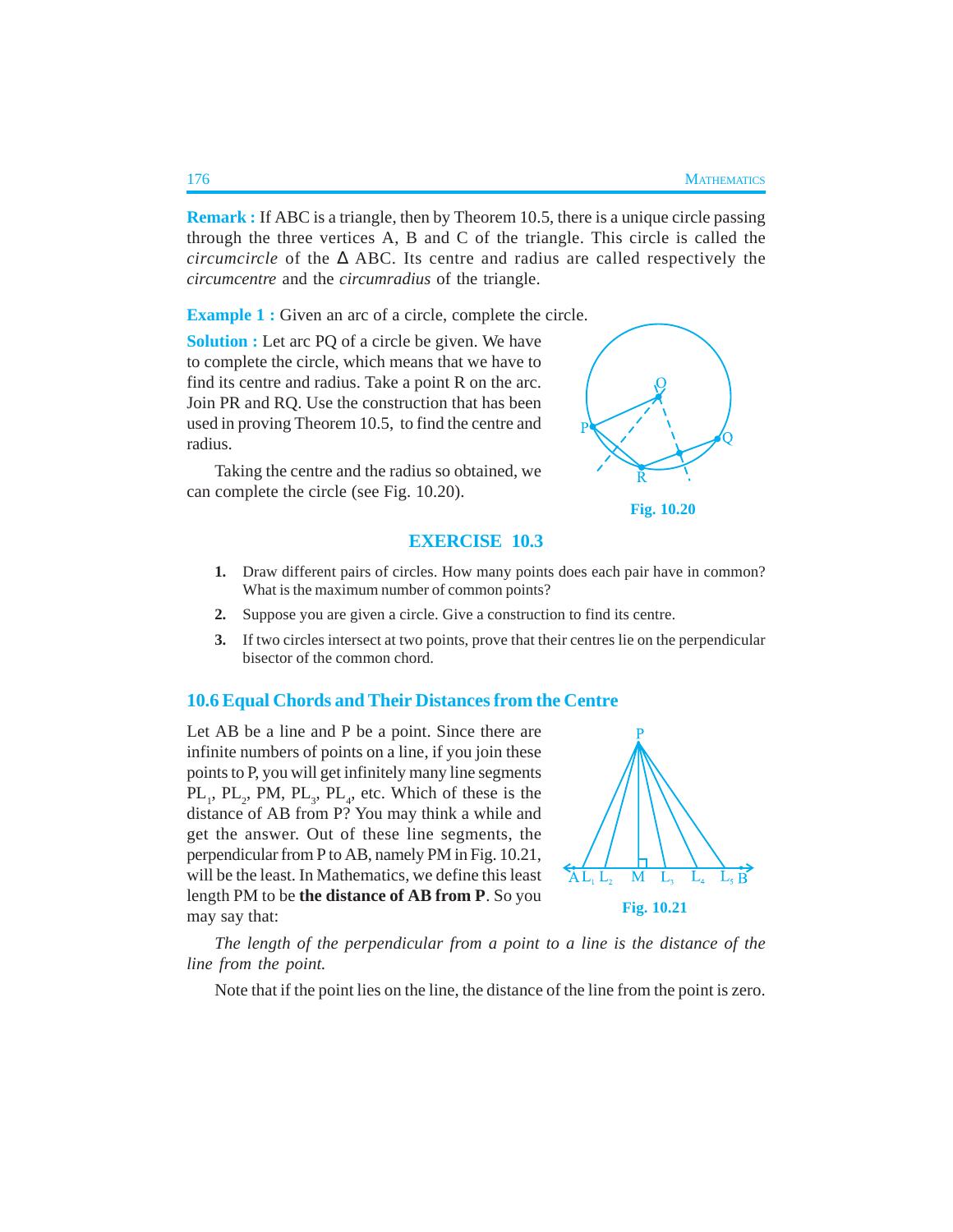**Remark :** If ABC is a triangle, then by Theorem 10.5, there is a unique circle passing through the three vertices A, B and C of the triangle. This circle is called the *circumcircle* of the Δ ABC. Its centre and radius are called respectively the *circumcentre* and the *circumradius* of the triangle.

**Example 1 :** Given an arc of a circle, complete the circle.

**Solution :** Let arc PQ of a circle be given. We have to complete the circle, which means that we have to find its centre and radius. Take a point R on the arc. Join PR and RQ. Use the construction that has been used in proving Theorem 10.5, to find the centre and radius.

Taking the centre and the radius so obtained, we can complete the circle (see Fig. 10.20).

Fig. 10.20

## EXERCISE 10.3

1. Draw different pairs of circles. How many points does each pair have in common? What is the maximum number of common points?
2. Suppose you are given a circle. Give a construction to find its centre.
3. If two circles intersect at two points, prove that their centres lie on the perpendicular bisector of the common chord.

## 10.6 Equal Chords and Their Distances from the Centre

Let AB be a line and P be a point. Since there are infinite numbers of points on a line, if you join these points to P, you will get infinitely many line segments $PL_1$, $PL_2$, PM, $PL_3$, $PL_4$, etc. Which of these is the distance of AB from P? You may think a while and get the answer. Out of these line segments, the perpendicular from P to AB, namely PM in Fig. 10.21, will be the least. In Mathematics, we define this least length PM to be **the distance of AB from P**. So you may say that:

Fig. 10.21

*The length of the perpendicular from a point to a line is the distance of the line from the point.*

Note that if the point lies on the line, the distance of the line from the point is zero.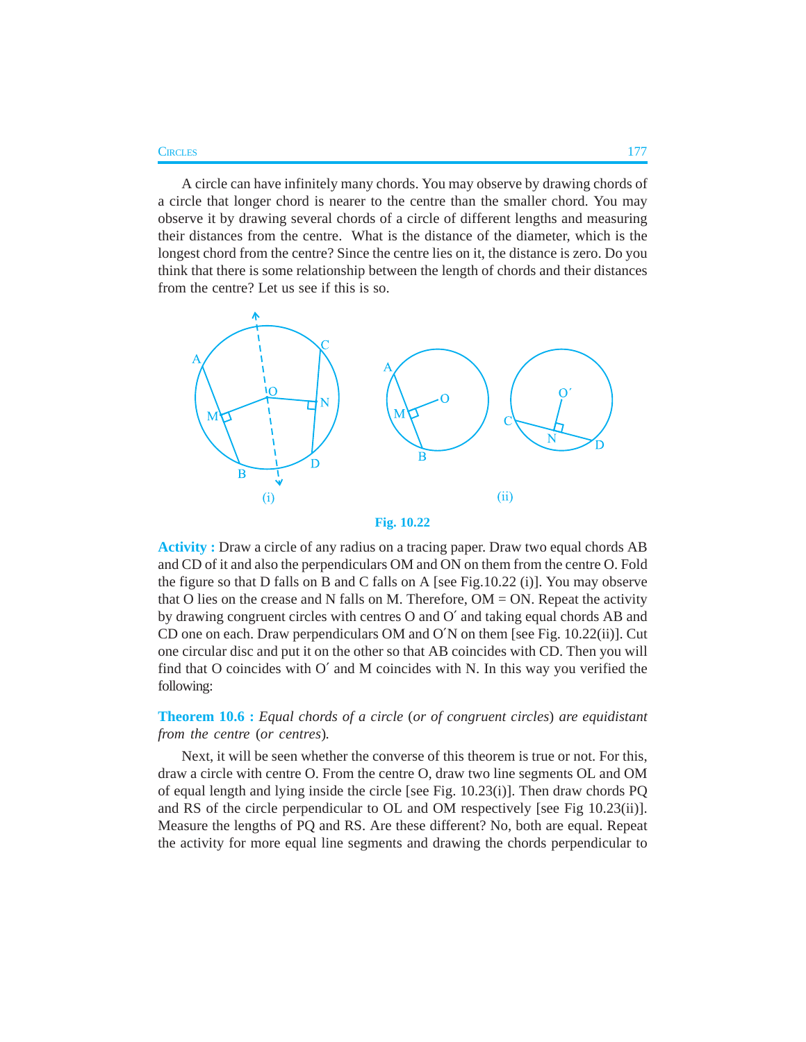A circle can have infinitely many chords. You may observe by drawing chords of a circle that longer chord is nearer to the centre than the smaller chord. You may observe it by drawing several chords of a circle of different lengths and measuring their distances from the centre. What is the distance of the diameter, which is the longest chord from the centre? Since the centre lies on it, the distance is zero. Do you think that there is some relationship between the length of chords and their distances from the centre? Let us see if this is so.

(i)

(ii)

**Fig. 10.22**

**Activity :** Draw a circle of any radius on a tracing paper. Draw two equal chords AB and CD of it and also the perpendiculars OM and ON on them from the centre O. Fold the figure so that D falls on B and C falls on A [see Fig.10.22 (i)]. You may observe that O lies on the crease and N falls on M. Therefore, OM = ON. Repeat the activity by drawing congruent circles with centres O and O′ and taking equal chords AB and CD one on each. Draw perpendiculars OM and O′N on them [see Fig. 10.22(ii)]. Cut one circular disc and put it on the other so that AB coincides with CD. Then you will find that O coincides with O′ and M coincides with N. In this way you verified the following:

**Theorem 10.6 :** *Equal chords of a circle (or of congruent circles) are equidistant from the centre (or centres).*

Next, it will be seen whether the converse of this theorem is true or not. For this, draw a circle with centre O. From the centre O, draw two line segments OL and OM of equal length and lying inside the circle [see Fig. 10.23(i)]. Then draw chords PQ and RS of the circle perpendicular to OL and OM respectively [see Fig 10.23(ii)]. Measure the lengths of PQ and RS. Are these different? No, both are equal. Repeat the activity for more equal line segments and drawing the chords perpendicular to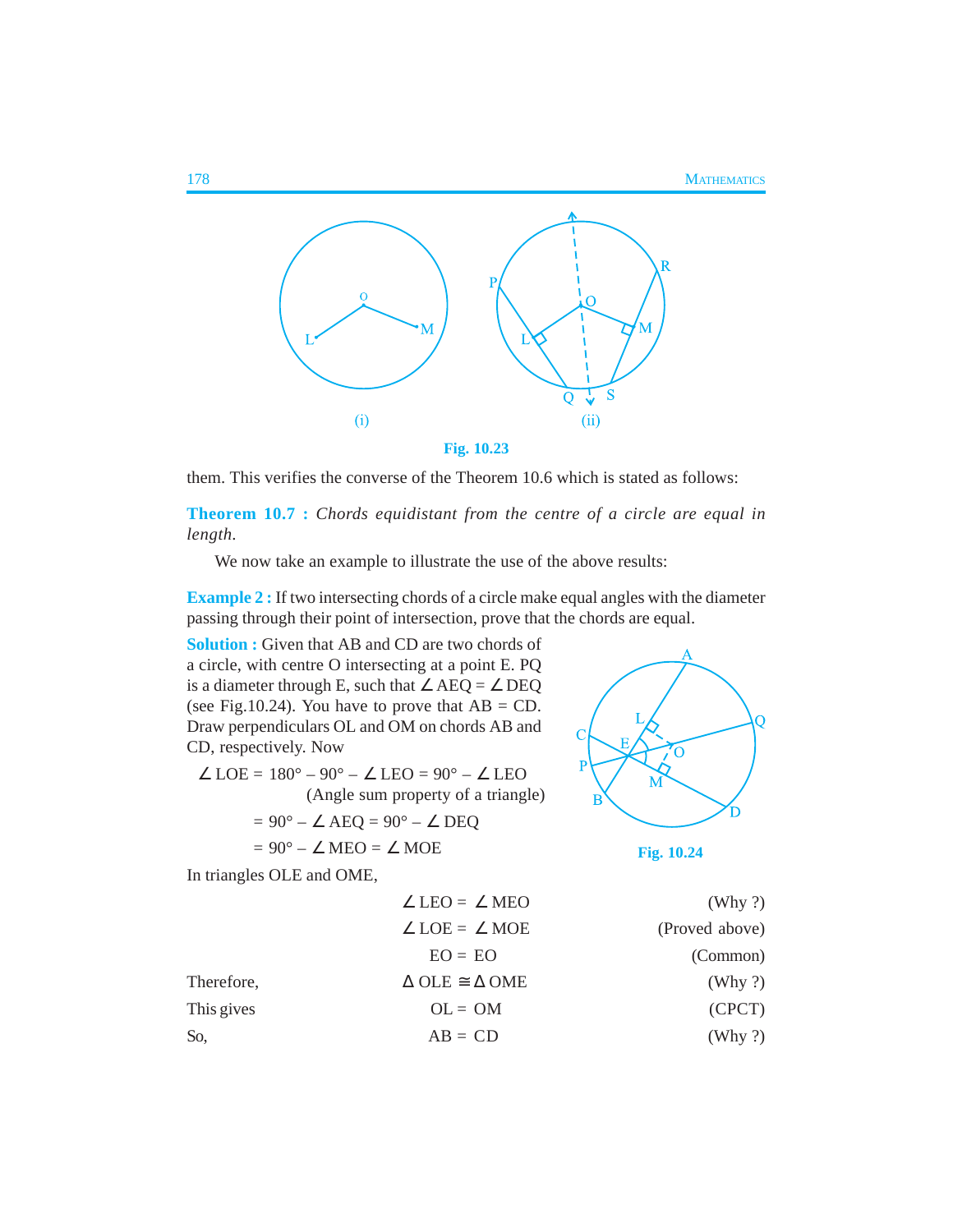(i)

(ii)

**Fig. 10.23**

them. This verifies the converse of the Theorem 10.6 which is stated as follows:

**Theorem 10.7 :** *Chords equidistant from the centre of a circle are equal in length.*

We now take an example to illustrate the use of the above results:

**Example 2 :** If two intersecting chords of a circle make equal angles with the diameter passing through their point of intersection, prove that the chords are equal.

**Solution :** Given that AB and CD are two chords of a circle, with centre O intersecting at a point E. PQ is a diameter through E, such that $\angle$ AEQ = $\angle$ DEQ (see Fig.10.24). You have to prove that AB = CD. Draw perpendiculars OL and OM on chords AB and CD, respectively. Now

$$\angle \text{LOE} = 180° - 90° - \angle \text{LEO} = 90° - \angle \text{LEO}$$

(Angle sum property of a triangle)

$$= 90° - \angle \text{AEQ} = 90° - \angle \text{DEQ}$$

$$= 90° - \angle \text{MEO} = \angle \text{MOE}$$

**Fig. 10.24**

In triangles OLE and OME,

| | | |
|---|---|---|
| | $\angle$ LEO = $\angle$ MEO | (Why ?) |
| | $\angle$ LOE = $\angle$ MOE | (Proved above) |
| | EO = EO | (Common) |
| Therefore, | $\Delta$ OLE $\cong$ $\Delta$ OME | (Why ?) |
| This gives | OL = OM | (CPCT) |
| So, | AB = CD | (Why ?) |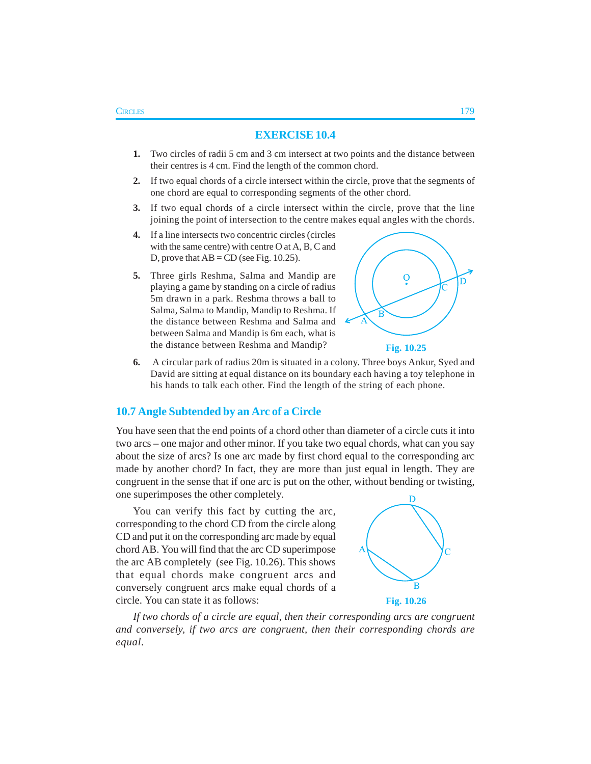## EXERCISE 10.4

1. Two circles of radii 5 cm and 3 cm intersect at two points and the distance between their centres is 4 cm. Find the length of the common chord.
2. If two equal chords of a circle intersect within the circle, prove that the segments of one chord are equal to corresponding segments of the other chord.
3. If two equal chords of a circle intersect within the circle, prove that the line joining the point of intersection to the centre makes equal angles with the chords.
4. If a line intersects two concentric circles (circles with the same centre) with centre O at A, B, C and D, prove that AB = CD (see Fig. 10.25).
5. Three girls Reshma, Salma and Mandip are playing a game by standing on a circle of radius 5m drawn in a park. Reshma throws a ball to Salma, Salma to Mandip, Mandip to Reshma. If the distance between Reshma and Salma and between Salma and Mandip is 6m each, what is the distance between Reshma and Mandip?

**Fig. 10.25**

6. A circular park of radius 20m is situated in a colony. Three boys Ankur, Syed and David are sitting at equal distance on its boundary each having a toy telephone in his hands to talk each other. Find the length of the string of each phone.

## 10.7 Angle Subtended by an Arc of a Circle

You have seen that the end points of a chord other than diameter of a circle cuts it into two arcs – one major and other minor. If you take two equal chords, what can you say about the size of arcs? Is one arc made by first chord equal to the corresponding arc made by another chord? In fact, they are more than just equal in length. They are congruent in the sense that if one arc is put on the other, without bending or twisting, one superimposes the other completely.

You can verify this fact by cutting the arc, corresponding to the chord CD from the circle along CD and put it on the corresponding arc made by equal chord AB. You will find that the arc CD superimpose the arc AB completely (see Fig. 10.26). This shows that equal chords make congruent arcs and conversely congruent arcs make equal chords of a circle. You can state it as follows:

**Fig. 10.26**

*If two chords of a circle are equal, then their corresponding arcs are congruent and conversely, if two arcs are congruent, then their corresponding chords are equal.*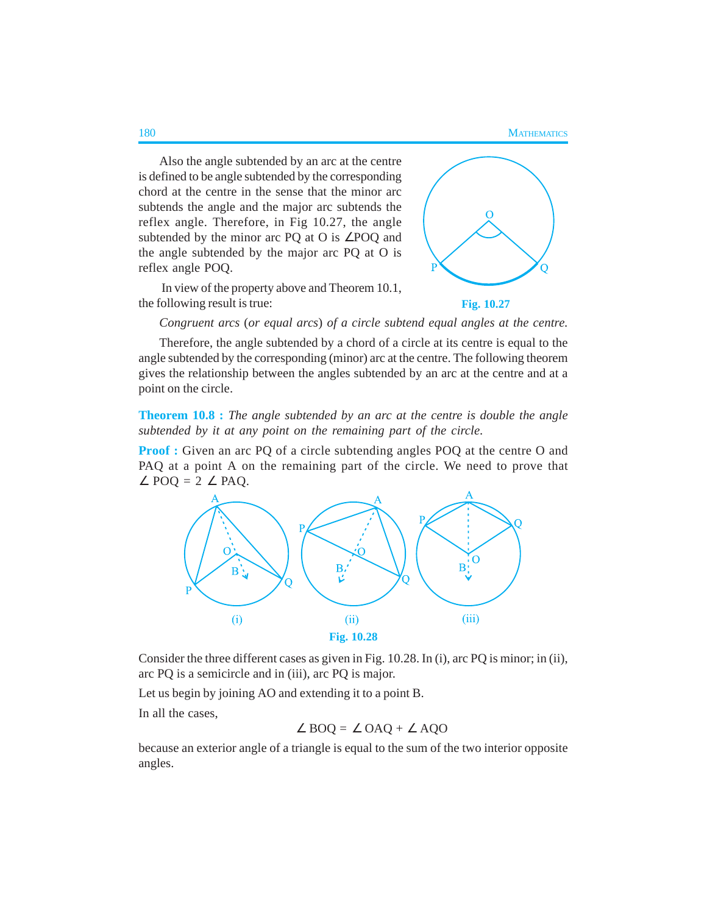Also the angle subtended by an arc at the centre is defined to be angle subtended by the corresponding chord at the centre in the sense that the minor arc subtends the angle and the major arc subtends the reflex angle. Therefore, in Fig 10.27, the angle subtended by the minor arc PQ at O is ∠POQ and the angle subtended by the major arc PQ at O is reflex angle POQ.

Fig. 10.27

In view of the property above and Theorem 10.1, the following result is true:

*Congruent arcs* (*or equal arcs*) *of a circle subtend equal angles at the centre.*

Therefore, the angle subtended by a chord of a circle at its centre is equal to the angle subtended by the corresponding (minor) arc at the centre. The following theorem gives the relationship between the angles subtended by an arc at the centre and at a point on the circle.

**Theorem 10.8 :** *The angle subtended by an arc at the centre is double the angle subtended by it at any point on the remaining part of the circle.*

**Proof :** Given an arc PQ of a circle subtending angles POQ at the centre O and PAQ at a point A on the remaining part of the circle. We need to prove that ∠ POQ = 2 ∠ PAQ.

(i) (ii) (iii)

Fig. 10.28

Consider the three different cases as given in Fig. 10.28. In (i), arc PQ is minor; in (ii), arc PQ is a semicircle and in (iii), arc PQ is major.

Let us begin by joining AO and extending it to a point B.

In all the cases,

$$\angle \text{BOQ} = \angle \text{OAQ} + \angle \text{AQO}$$

because an exterior angle of a triangle is equal to the sum of the two interior opposite angles.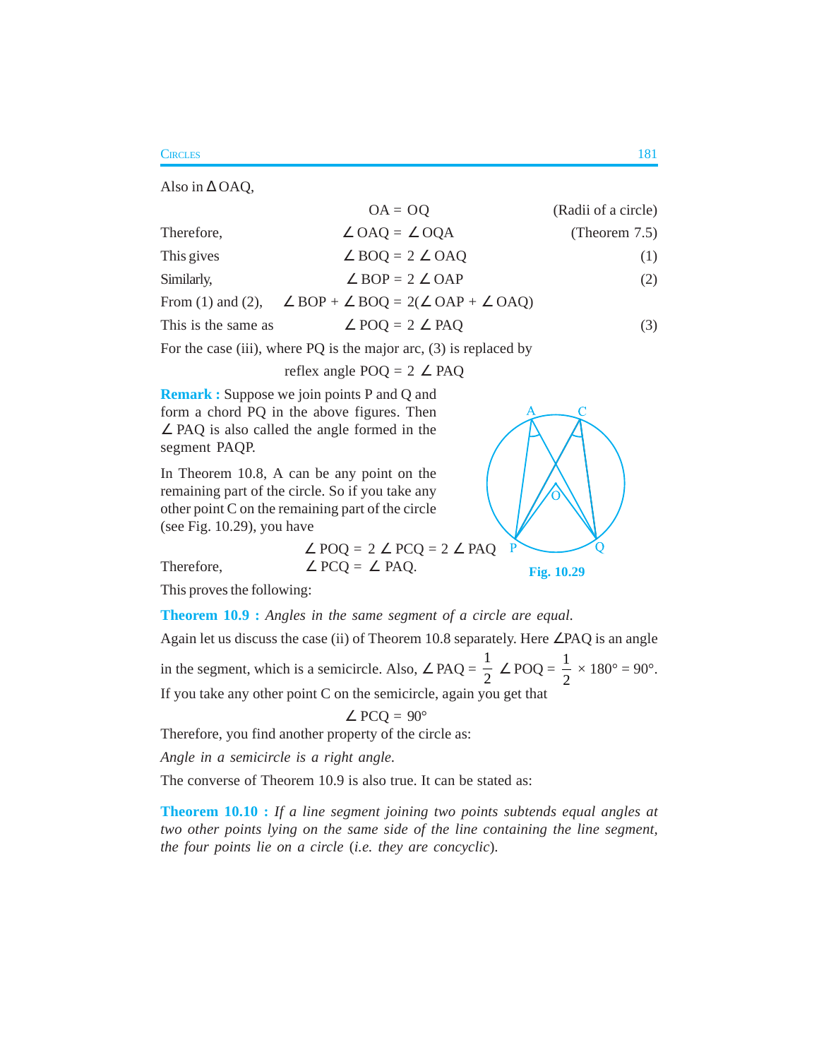Also in $\Delta$OAQ,

$$OA = OQ \quad \text{(Radii of a circle)}$$

Therefore, $\angle OAQ = \angle OQA$ (Theorem 7.5)

This gives $\angle BOQ = 2 \angle OAQ$ (1)

Similarly, $\angle BOP = 2 \angle OAP$ (2)

From (1) and (2), $\angle BOP + \angle BOQ = 2(\angle OAP + \angle OAQ)$

This is the same as $\angle POQ = 2 \angle PAQ$ (3)

For the case (iii), where PQ is the major arc, (3) is replaced by

$$\text{reflex angle } POQ = 2 \angle PAQ$$

**Remark :** Suppose we join points P and Q and form a chord PQ in the above figures. Then $\angle PAQ$ is also called the angle formed in the segment PAQP.

In Theorem 10.8, A can be any point on the remaining part of the circle. So if you take any other point C on the remaining part of the circle (see Fig. 10.29), you have

$$\angle POQ = 2 \angle PCQ = 2 \angle PAQ$$

Therefore, $\angle PCQ = \angle PAQ$.

Fig. 10.29

This proves the following:

**Theorem 10.9 :** *Angles in the same segment of a circle are equal.*

Again let us discuss the case (ii) of Theorem 10.8 separately. Here $\angle$PAQ is an angle in the segment, which is a semicircle. Also, $\angle PAQ = \frac{1}{2} \angle POQ = \frac{1}{2} \times 180° = 90°$.

If you take any other point C on the semicircle, again you get that

$$\angle PCQ = 90°$$

Therefore, you find another property of the circle as:

*Angle in a semicircle is a right angle.*

The converse of Theorem 10.9 is also true. It can be stated as:

**Theorem 10.10 :** *If a line segment joining two points subtends equal angles at two other points lying on the same side of the line containing the line segment, the four points lie on a circle* (*i.e. they are concyclic*).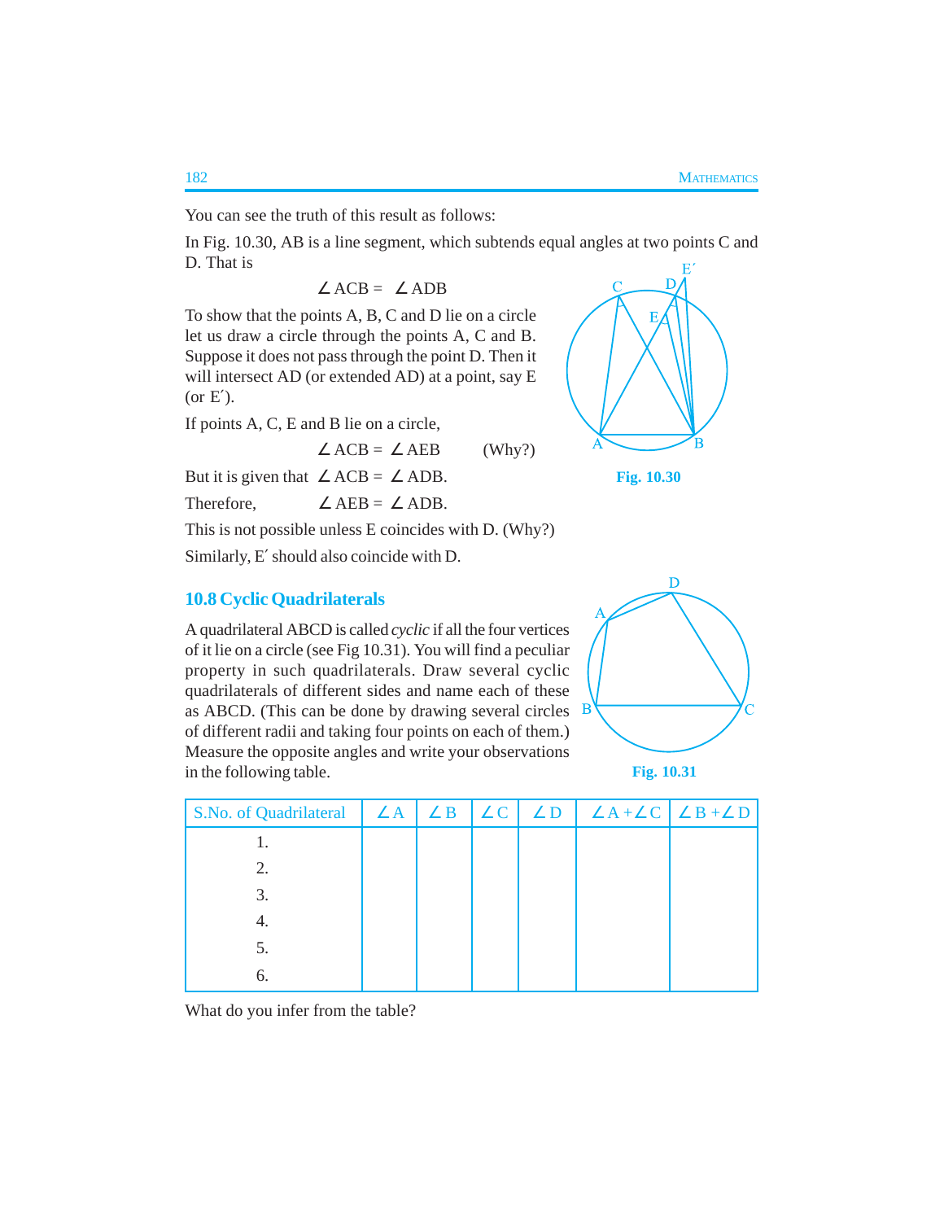You can see the truth of this result as follows:

In Fig. 10.30, AB is a line segment, which subtends equal angles at two points C and D. That is

$$\angle ACB = \angle ADB$$

To show that the points A, B, C and D lie on a circle let us draw a circle through the points A, C and B. Suppose it does not pass through the point D. Then it will intersect AD (or extended AD) at a point, say E (or E′).

If points A, C, E and B lie on a circle,

$$\angle ACB = \angle AEB \qquad \text{(Why?)}$$

But it is given that $\angle ACB = \angle ADB$.

Therefore, $\angle AEB = \angle ADB$.

This is not possible unless E coincides with D. (Why?)

Similarly, E′ should also coincide with D.

Fig. 10.30

## 10.8 Cyclic Quadrilaterals

A quadrilateral ABCD is called *cyclic* if all the four vertices of it lie on a circle (see Fig 10.31). You will find a peculiar property in such quadrilaterals. Draw several cyclic quadrilaterals of different sides and name each of these as ABCD. (This can be done by drawing several circles of different radii and taking four points on each of them.) Measure the opposite angles and write your observations in the following table.

Fig. 10.31

| S.No. of Quadrilateral | $\angle A$ | $\angle B$ | $\angle C$ | $\angle D$ | $\angle A + \angle C$ | $\angle B + \angle D$ |
|---|---|---|---|---|---|---|
| 1. | | | | | | |
| 2. | | | | | | |
| 3. | | | | | | |
| 4. | | | | | | |
| 5. | | | | | | |
| 6. | | | | | | |

What do you infer from the table?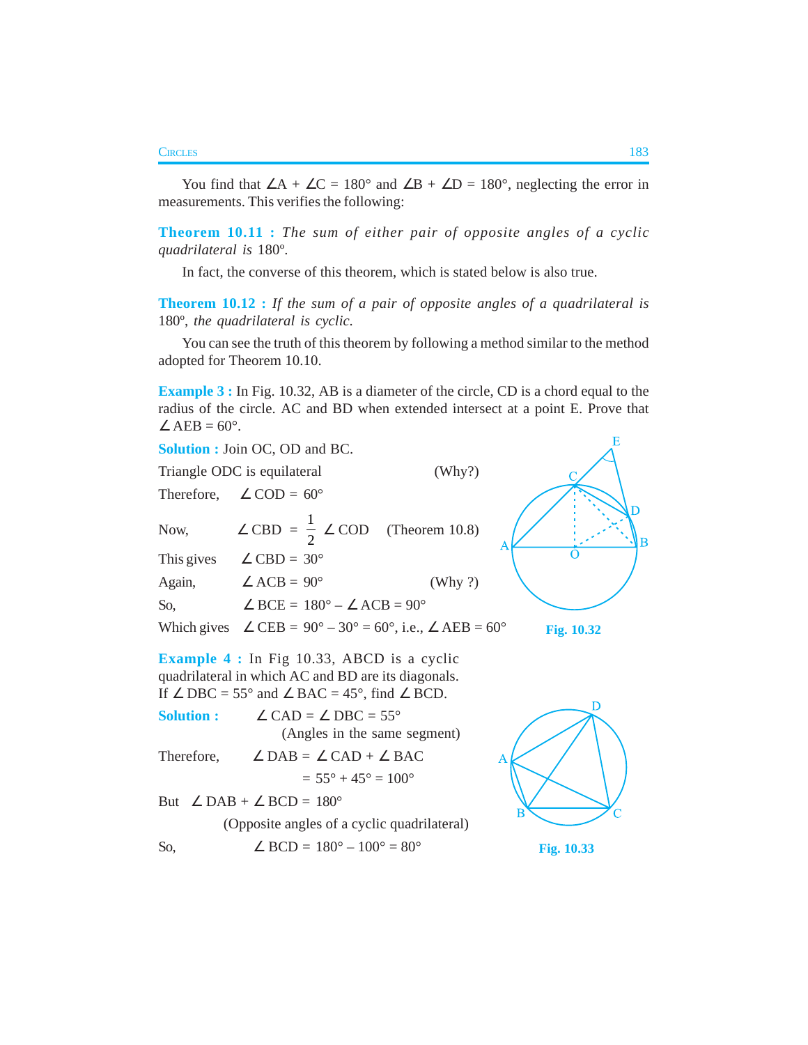You find that $\angle A + \angle C = 180°$ and $\angle B + \angle D = 180°$, neglecting the error in measurements. This verifies the following:

**Theorem 10.11 :** *The sum of either pair of opposite angles of a cyclic quadrilateral is* 180º.

In fact, the converse of this theorem, which is stated below is also true.

**Theorem 10.12 :** *If the sum of a pair of opposite angles of a quadrilateral is* 180º, *the quadrilateral is cyclic.*

You can see the truth of this theorem by following a method similar to the method adopted for Theorem 10.10.

**Example 3 :** In Fig. 10.32, AB is a diameter of the circle, CD is a chord equal to the radius of the circle. AC and BD when extended intersect at a point E. Prove that $\angle AEB = 60°$.

**Solution :** Join OC, OD and BC.

Triangle ODC is equilateral (Why?)

Therefore, $\angle COD = 60°$

Now, $\angle CBD = \frac{1}{2} \angle COD$ (Theorem 10.8)

This gives $\angle CBD = 30°$

Again, $\angle ACB = 90°$ (Why ?)

So, $\angle BCE = 180° - \angle ACB = 90°$

Which gives $\angle CEB = 90° - 30° = 60°$, i.e., $\angle AEB = 60°$

Fig. 10.32

**Example 4 :** In Fig 10.33, ABCD is a cyclic quadrilateral in which AC and BD are its diagonals. If $\angle DBC = 55°$ and $\angle BAC = 45°$, find $\angle BCD$.

**Solution :** $\angle CAD = \angle DBC = 55°$

(Angles in the same segment)

Therefore, $\angle DAB = \angle CAD + \angle BAC$

$= 55° + 45° = 100°$

But $\angle DAB + \angle BCD = 180°$

(Opposite angles of a cyclic quadrilateral)

So, $\angle BCD = 180° - 100° = 80°$

Fig. 10.33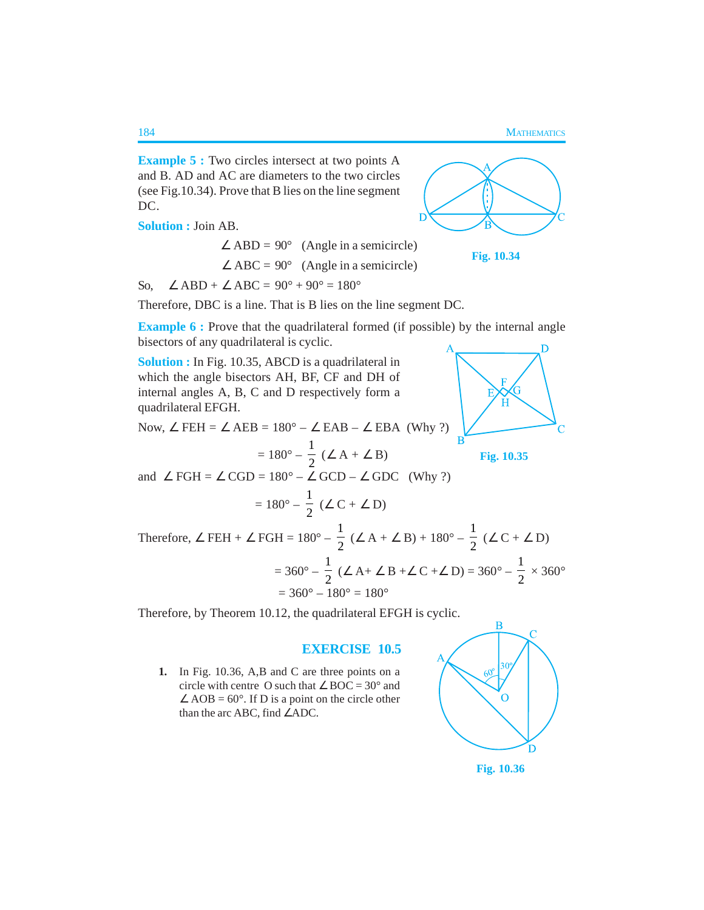**Example 5 :** Two circles intersect at two points A and B. AD and AC are diameters to the two circles (see Fig.10.34). Prove that B lies on the line segment DC.

Fig. 10.34

**Solution :** Join AB.

$$\angle \text{ABD} = 90° \quad \text{(Angle in a semicircle)}$$

$$\angle \text{ABC} = 90° \quad \text{(Angle in a semicircle)}$$

So, $\angle \text{ABD} + \angle \text{ABC} = 90° + 90° = 180°$

Therefore, DBC is a line. That is B lies on the line segment DC.

**Example 6 :** Prove that the quadrilateral formed (if possible) by the internal angle bisectors of any quadrilateral is cyclic.

**Solution :** In Fig. 10.35, ABCD is a quadrilateral in which the angle bisectors AH, BF, CF and DH of internal angles A, B, C and D respectively form a quadrilateral EFGH.

Fig. 10.35

Now, $\angle \text{FEH} = \angle \text{AEB} = 180° - \angle \text{EAB} - \angle \text{EBA}$ (Why ?)

$$= 180° - \frac{1}{2}(\angle \text{A} + \angle \text{B})$$

and $\angle \text{FGH} = \angle \text{CGD} = 180° - \angle \text{GCD} - \angle \text{GDC}$ (Why ?)

$$= 180° - \frac{1}{2}(\angle \text{C} + \angle \text{D})$$

Therefore, $\angle \text{FEH} + \angle \text{FGH} = 180° - \frac{1}{2}(\angle \text{A} + \angle \text{B}) + 180° - \frac{1}{2}(\angle \text{C} + \angle \text{D})$

$$= 360° - \frac{1}{2}(\angle \text{A} + \angle \text{B} + \angle \text{C} + \angle \text{D}) = 360° - \frac{1}{2} \times 360°$$

$$= 360° - 180° = 180°$$

Therefore, by Theorem 10.12, the quadrilateral EFGH is cyclic.

## EXERCISE 10.5

1. In Fig. 10.36, A,B and C are three points on a circle with centre O such that $\angle \text{BOC} = 30°$ and $\angle \text{AOB} = 60°$. If D is a point on the circle other than the arc ABC, find $\angle \text{ADC}$.

Fig. 10.36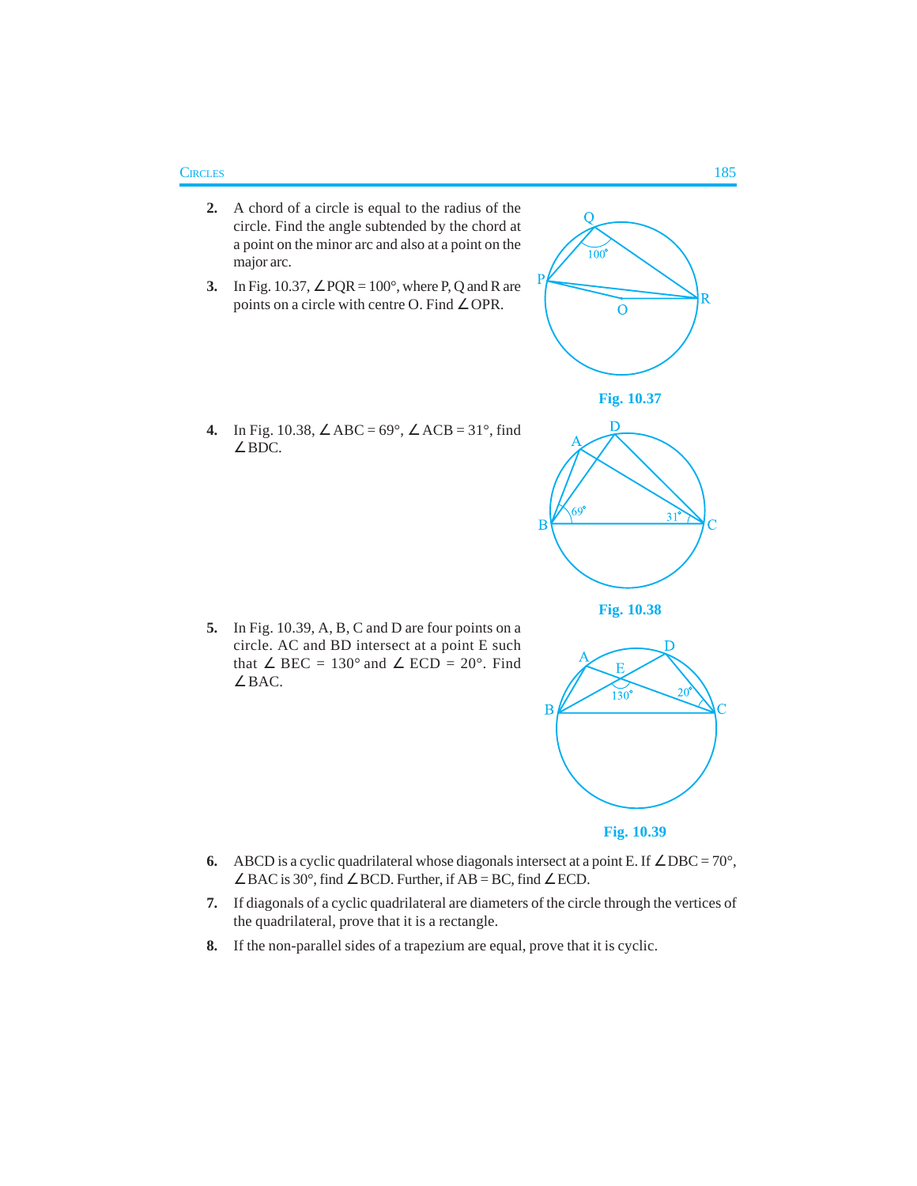2. A chord of a circle is equal to the radius of the circle. Find the angle subtended by the chord at a point on the minor arc and also at a point on the major arc.

3. In Fig. 10.37, $\angle PQR = 100°$, where P, Q and R are points on a circle with centre O. Find $\angle OPR$.

Fig. 10.37

4. In Fig. 10.38, $\angle ABC = 69°$, $\angle ACB = 31°$, find $\angle BDC$.

Fig. 10.38

5. In Fig. 10.39, A, B, C and D are four points on a circle. AC and BD intersect at a point E such that $\angle BEC = 130°$ and $\angle ECD = 20°$. Find $\angle BAC$.

Fig. 10.39

6. ABCD is a cyclic quadrilateral whose diagonals intersect at a point E. If $\angle DBC = 70°$, $\angle BAC$ is 30°, find $\angle BCD$. Further, if AB = BC, find $\angle ECD$.

7. If diagonals of a cyclic quadrilateral are diameters of the circle through the vertices of the quadrilateral, prove that it is a rectangle.

8. If the non-parallel sides of a trapezium are equal, prove that it is cyclic.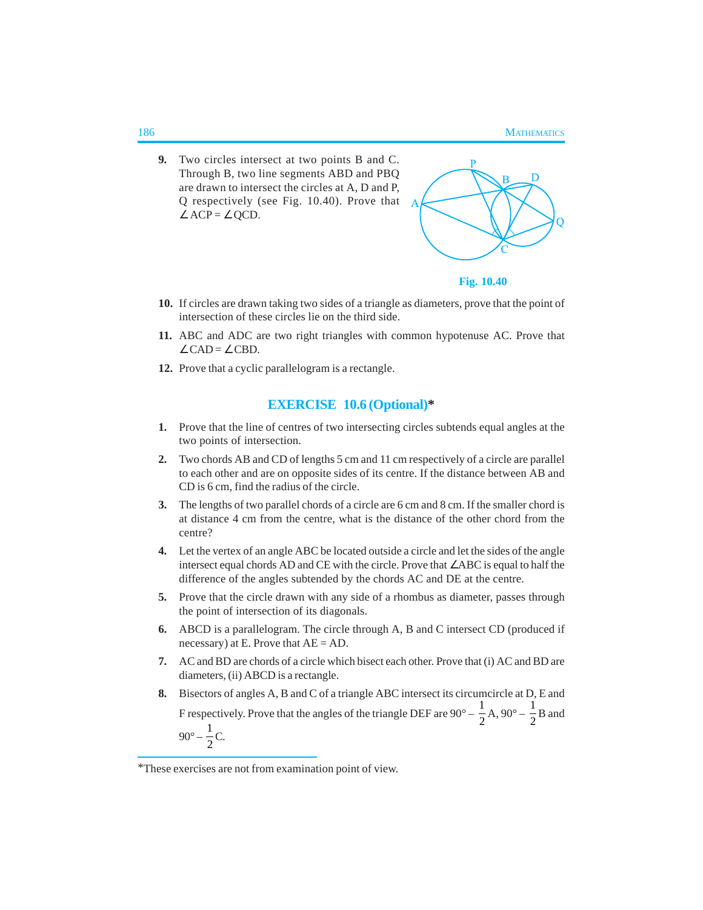9. Two circles intersect at two points B and C. Through B, two line segments ABD and PBQ are drawn to intersect the circles at A, D and P, Q respectively (see Fig. 10.40). Prove that $\angle ACP = \angle QCD$.

Fig. 10.40

10. If circles are drawn taking two sides of a triangle as diameters, prove that the point of intersection of these circles lie on the third side.

11. ABC and ADC are two right triangles with common hypotenuse AC. Prove that $\angle CAD = \angle CBD$.

12. Prove that a cyclic parallelogram is a rectangle.

## EXERCISE 10.6 (Optional)*

1. Prove that the line of centres of two intersecting circles subtends equal angles at the two points of intersection.

2. Two chords AB and CD of lengths 5 cm and 11 cm respectively of a circle are parallel to each other and are on opposite sides of its centre. If the distance between AB and CD is 6 cm, find the radius of the circle.

3. The lengths of two parallel chords of a circle are 6 cm and 8 cm. If the smaller chord is at distance 4 cm from the centre, what is the distance of the other chord from the centre?

4. Let the vertex of an angle ABC be located outside a circle and let the sides of the angle intersect equal chords AD and CE with the circle. Prove that $\angle ABC$ is equal to half the difference of the angles subtended by the chords AC and DE at the centre.

5. Prove that the circle drawn with any side of a rhombus as diameter, passes through the point of intersection of its diagonals.

6. ABCD is a parallelogram. The circle through A, B and C intersect CD (produced if necessary) at E. Prove that AE = AD.

7. AC and BD are chords of a circle which bisect each other. Prove that (i) AC and BD are diameters, (ii) ABCD is a rectangle.

8. Bisectors of angles A, B and C of a triangle ABC intersect its circumcircle at D, E and F respectively. Prove that the angles of the triangle DEF are $90° - \frac{1}{2}A$, $90° - \frac{1}{2}B$ and $90° - \frac{1}{2}C$.

*These exercises are not from examination point of view.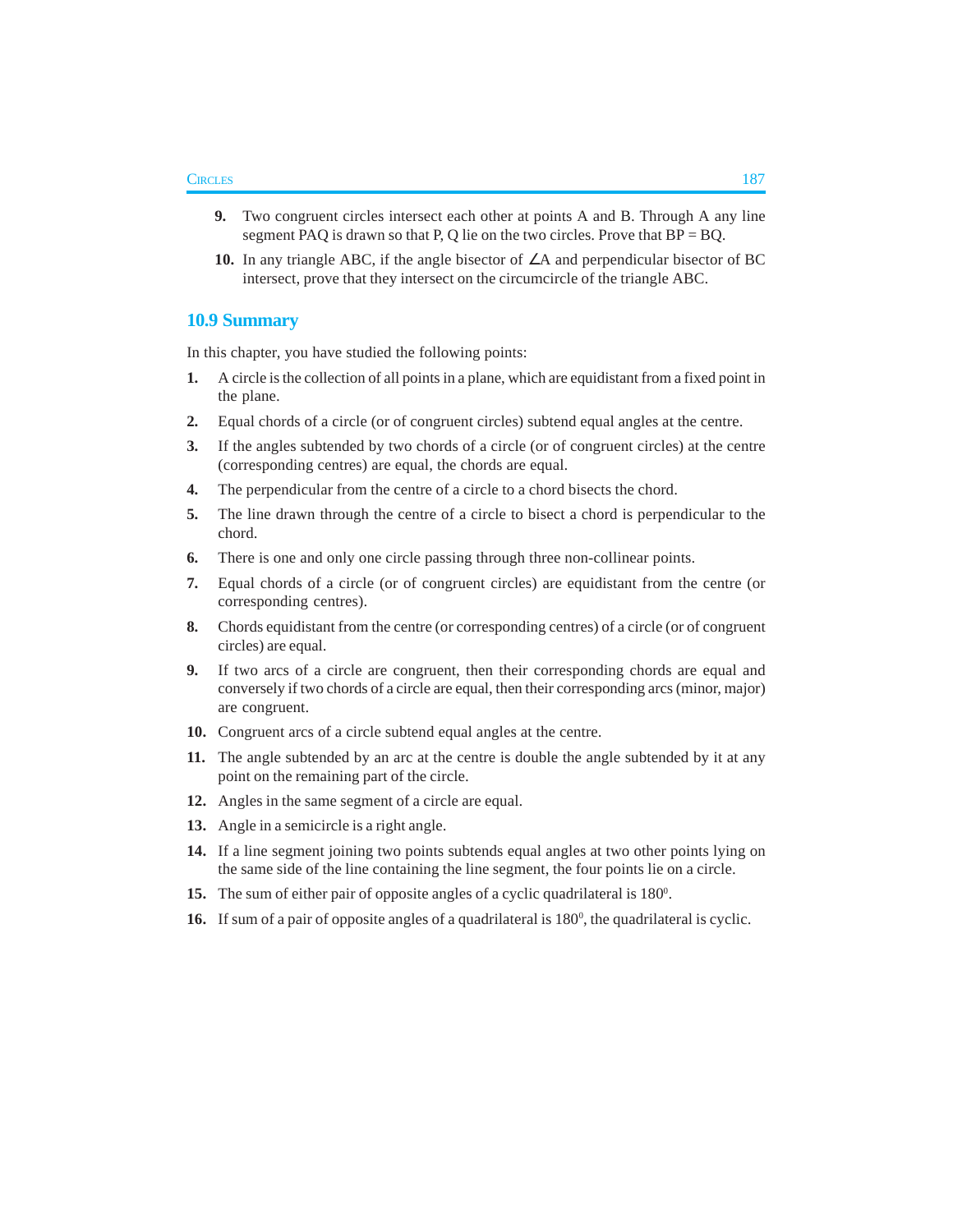9. Two congruent circles intersect each other at points A and B. Through A any line segment PAQ is drawn so that P, Q lie on the two circles. Prove that BP = BQ.
10. In any triangle ABC, if the angle bisector of $\angle$A and perpendicular bisector of BC intersect, prove that they intersect on the circumcircle of the triangle ABC.

## 10.9 Summary

In this chapter, you have studied the following points:

1. A circle is the collection of all points in a plane, which are equidistant from a fixed point in the plane.
2. Equal chords of a circle (or of congruent circles) subtend equal angles at the centre.
3. If the angles subtended by two chords of a circle (or of congruent circles) at the centre (corresponding centres) are equal, the chords are equal.
4. The perpendicular from the centre of a circle to a chord bisects the chord.
5. The line drawn through the centre of a circle to bisect a chord is perpendicular to the chord.
6. There is one and only one circle passing through three non-collinear points.
7. Equal chords of a circle (or of congruent circles) are equidistant from the centre (or corresponding centres).
8. Chords equidistant from the centre (or corresponding centres) of a circle (or of congruent circles) are equal.
9. If two arcs of a circle are congruent, then their corresponding chords are equal and conversely if two chords of a circle are equal, then their corresponding arcs (minor, major) are congruent.
10. Congruent arcs of a circle subtend equal angles at the centre.
11. The angle subtended by an arc at the centre is double the angle subtended by it at any point on the remaining part of the circle.
12. Angles in the same segment of a circle are equal.
13. Angle in a semicircle is a right angle.
14. If a line segment joining two points subtends equal angles at two other points lying on the same side of the line containing the line segment, the four points lie on a circle.
15. The sum of either pair of opposite angles of a cyclic quadrilateral is $180^0$.
16. If sum of a pair of opposite angles of a quadrilateral is $180^0$, the quadrilateral is cyclic.